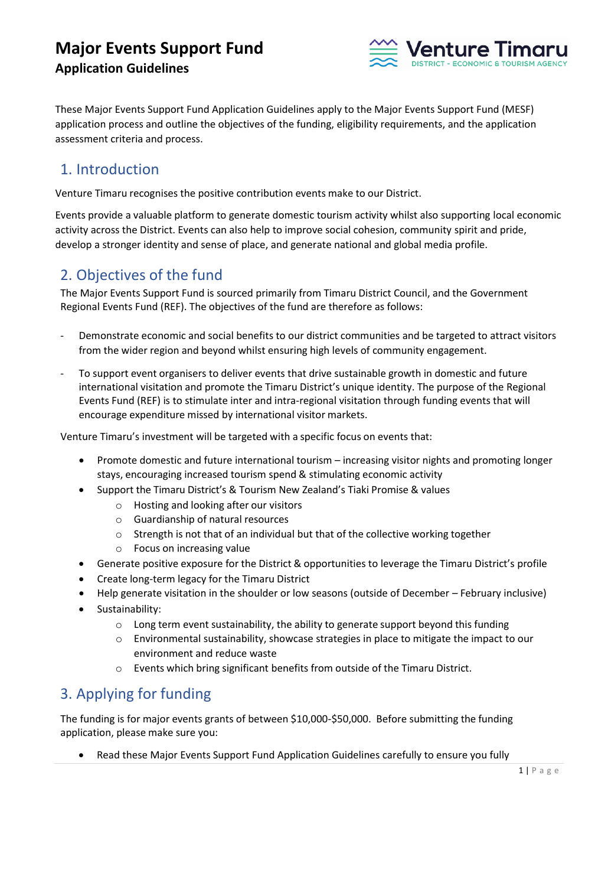# Major Events Support Fund

**Application Guidelines**

These Major Events Support Fund Application Guidelines apply to the Major Events Support Fund (MESF) application process and outline the objectives of the funding, eligibility requirements, and the application assessment criteria and process.

## 1. Introduction

Venture Timaru recognises the positive contribution events make to our District.

Events provide a valuable platform to generate domestic tourism activity whilst also supporting local economic activity across the District. Events can also help to improve social cohesion, community spirit and pride, develop a stronger identity and sense of place, and generate national and global media profile.

## 2. Objectives of the fund

The Major Events Support Fund is sourced primarily from Timaru District Council, and the Government Regional Events Fund (REF). The objectives of the fund are therefore as follows:

- Demonstrate economic and social benefits to our district communities and be targeted to attract visitors from the wider region and beyond whilst ensuring high levels of community engagement.
- To support event organisers to deliver events that drive sustainable growth in domestic and future international visitation and promote the Timaru District's unique identity. The purpose of the Regional Events Fund (REF) is to stimulate inter and intra-regional visitation through funding events that will encourage expenditure missed by international visitor markets.

Venture Timaru's investment will be targeted with a specific focus on events that:

- Promote domestic and future international tourism – increasing visitor nights and promoting longer stays, encouraging increased tourism spend & stimulating economic activity
- Support the Timaru District's & Tourism New Zealand's Tiaki Promise & values
  - Hosting and looking after our visitors
  - Guardianship of natural resources
  - Strength is not that of an individual but that of the collective working together
  - Focus on increasing value
- Generate positive exposure for the District & opportunities to leverage the Timaru District's profile
- Create long-term legacy for the Timaru District
- Help generate visitation in the shoulder or low seasons (outside of December – February inclusive)
- Sustainability:
  - Long term event sustainability, the ability to generate support beyond this funding
  - Environmental sustainability, showcase strategies in place to mitigate the impact to our environment and reduce waste
  - Events which bring significant benefits from outside of the Timaru District.

## 3. Applying for funding

The funding is for major events grants of between $10,000-$50,000. Before submitting the funding application, please make sure you:

- Read these Major Events Support Fund Application Guidelines carefully to ensure you fully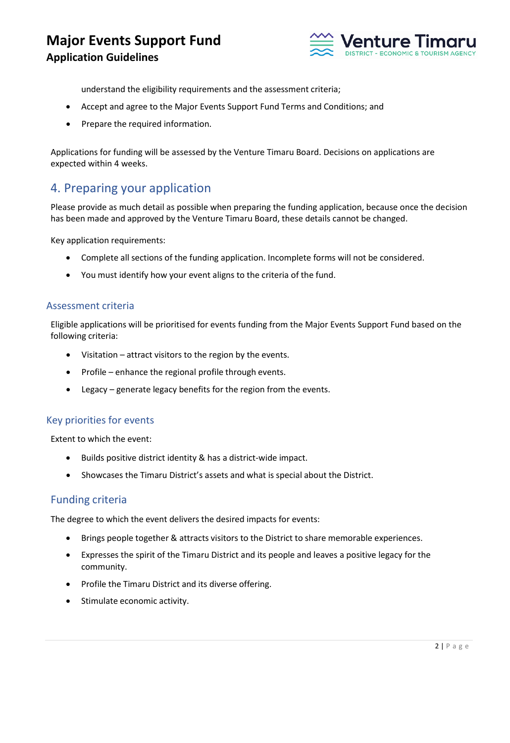understand the eligibility requirements and the assessment criteria;

- Accept and agree to the Major Events Support Fund Terms and Conditions; and
- Prepare the required information.

Applications for funding will be assessed by the Venture Timaru Board. Decisions on applications are expected within 4 weeks.

## 4. Preparing your application

Please provide as much detail as possible when preparing the funding application, because once the decision has been made and approved by the Venture Timaru Board, these details cannot be changed.

Key application requirements:

- Complete all sections of the funding application. Incomplete forms will not be considered.
- You must identify how your event aligns to the criteria of the fund.

### Assessment criteria

Eligible applications will be prioritised for events funding from the Major Events Support Fund based on the following criteria:

- Visitation – attract visitors to the region by the events.
- Profile – enhance the regional profile through events.
- Legacy – generate legacy benefits for the region from the events.

### Key priorities for events

Extent to which the event:

- Builds positive district identity & has a district-wide impact.
- Showcases the Timaru District's assets and what is special about the District.

### Funding criteria

The degree to which the event delivers the desired impacts for events:

- Brings people together & attracts visitors to the District to share memorable experiences.
- Expresses the spirit of the Timaru District and its people and leaves a positive legacy for the community.
- Profile the Timaru District and its diverse offering.
- Stimulate economic activity.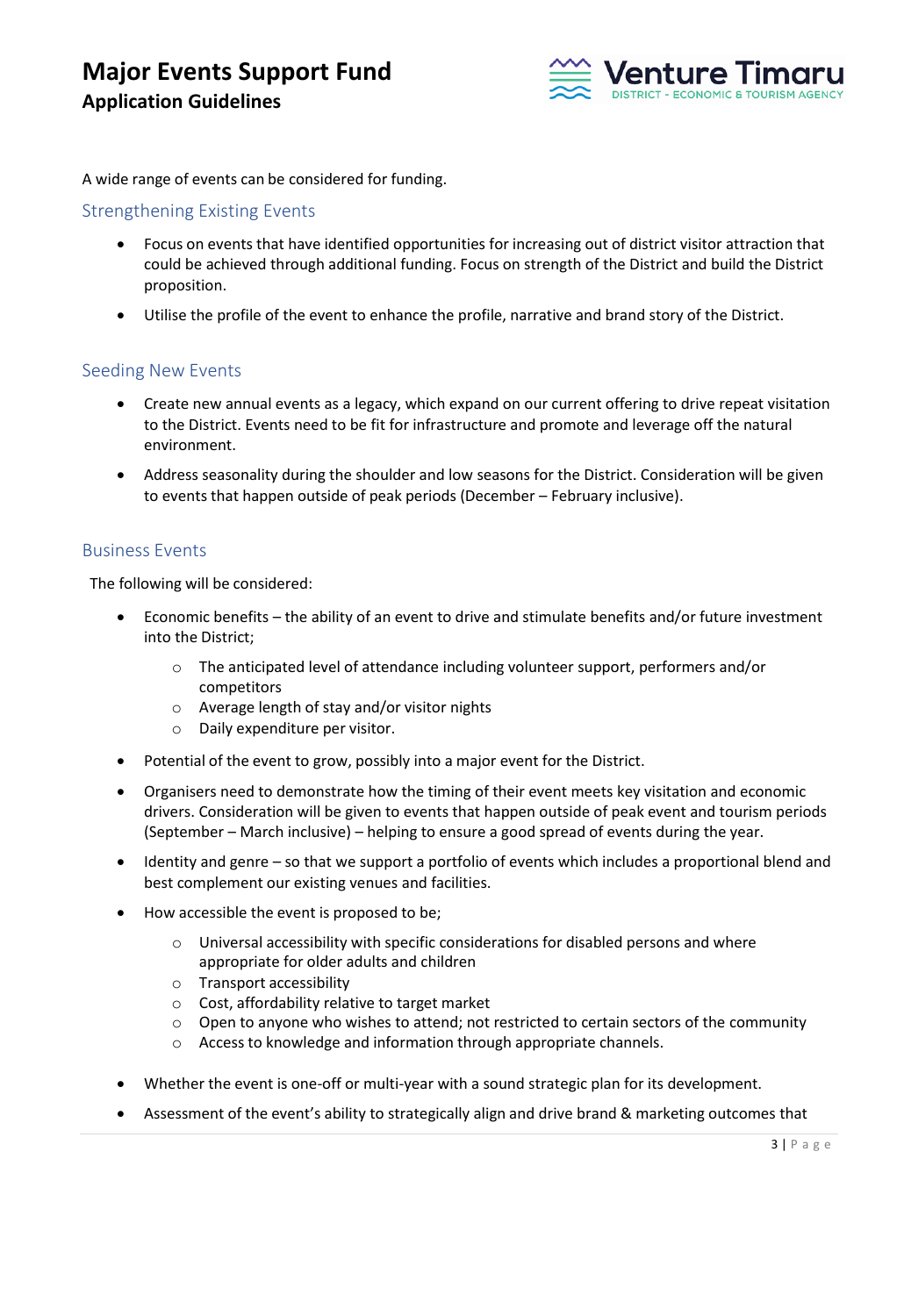A wide range of events can be considered for funding.

## Strengthening Existing Events

- Focus on events that have identified opportunities for increasing out of district visitor attraction that could be achieved through additional funding. Focus on strength of the District and build the District proposition.
- Utilise the profile of the event to enhance the profile, narrative and brand story of the District.

## Seeding New Events

- Create new annual events as a legacy, which expand on our current offering to drive repeat visitation to the District. Events need to be fit for infrastructure and promote and leverage off the natural environment.
- Address seasonality during the shoulder and low seasons for the District. Consideration will be given to events that happen outside of peak periods (December – February inclusive).

## Business Events

The following will be considered:

- Economic benefits – the ability of an event to drive and stimulate benefits and/or future investment into the District;
  - The anticipated level of attendance including volunteer support, performers and/or competitors
  - Average length of stay and/or visitor nights
  - Daily expenditure per visitor.
- Potential of the event to grow, possibly into a major event for the District.
- Organisers need to demonstrate how the timing of their event meets key visitation and economic drivers. Consideration will be given to events that happen outside of peak event and tourism periods (September – March inclusive) – helping to ensure a good spread of events during the year.
- Identity and genre – so that we support a portfolio of events which includes a proportional blend and best complement our existing venues and facilities.
- How accessible the event is proposed to be;
  - Universal accessibility with specific considerations for disabled persons and where appropriate for older adults and children
  - Transport accessibility
  - Cost, affordability relative to target market
  - Open to anyone who wishes to attend; not restricted to certain sectors of the community
  - Access to knowledge and information through appropriate channels.
- Whether the event is one-off or multi-year with a sound strategic plan for its development.
- Assessment of the event's ability to strategically align and drive brand & marketing outcomes that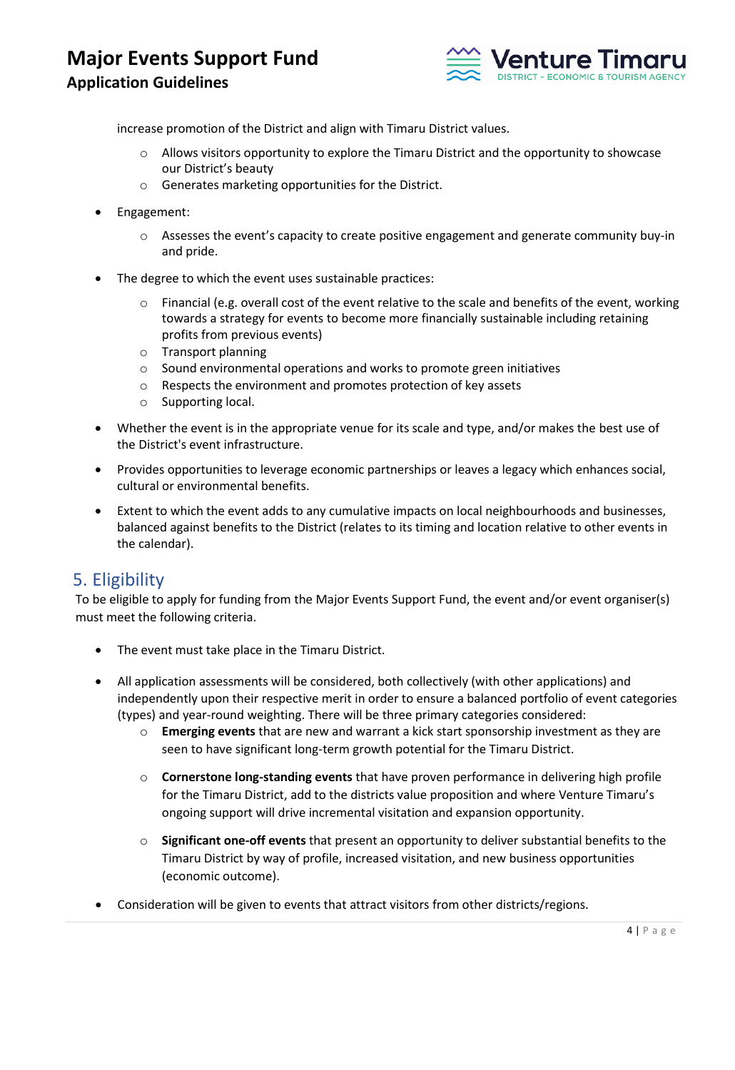increase promotion of the District and align with Timaru District values.

  - Allows visitors opportunity to explore the Timaru District and the opportunity to showcase our District's beauty
  - Generates marketing opportunities for the District.

- Engagement:
  - Assesses the event's capacity to create positive engagement and generate community buy-in and pride.

- The degree to which the event uses sustainable practices:
  - Financial (e.g. overall cost of the event relative to the scale and benefits of the event, working towards a strategy for events to become more financially sustainable including retaining profits from previous events)
  - Transport planning
  - Sound environmental operations and works to promote green initiatives
  - Respects the environment and promotes protection of key assets
  - Supporting local.

- Whether the event is in the appropriate venue for its scale and type, and/or makes the best use of the District's event infrastructure.

- Provides opportunities to leverage economic partnerships or leaves a legacy which enhances social, cultural or environmental benefits.

- Extent to which the event adds to any cumulative impacts on local neighbourhoods and businesses, balanced against benefits to the District (relates to its timing and location relative to other events in the calendar).

## 5. Eligibility

To be eligible to apply for funding from the Major Events Support Fund, the event and/or event organiser(s) must meet the following criteria.

- The event must take place in the Timaru District.

- All application assessments will be considered, both collectively (with other applications) and independently upon their respective merit in order to ensure a balanced portfolio of event categories (types) and year-round weighting. There will be three primary categories considered:
  - **Emerging events** that are new and warrant a kick start sponsorship investment as they are seen to have significant long-term growth potential for the Timaru District.
  - **Cornerstone long-standing events** that have proven performance in delivering high profile for the Timaru District, add to the districts value proposition and where Venture Timaru's ongoing support will drive incremental visitation and expansion opportunity.
  - **Significant one-off events** that present an opportunity to deliver substantial benefits to the Timaru District by way of profile, increased visitation, and new business opportunities (economic outcome).

- Consideration will be given to events that attract visitors from other districts/regions.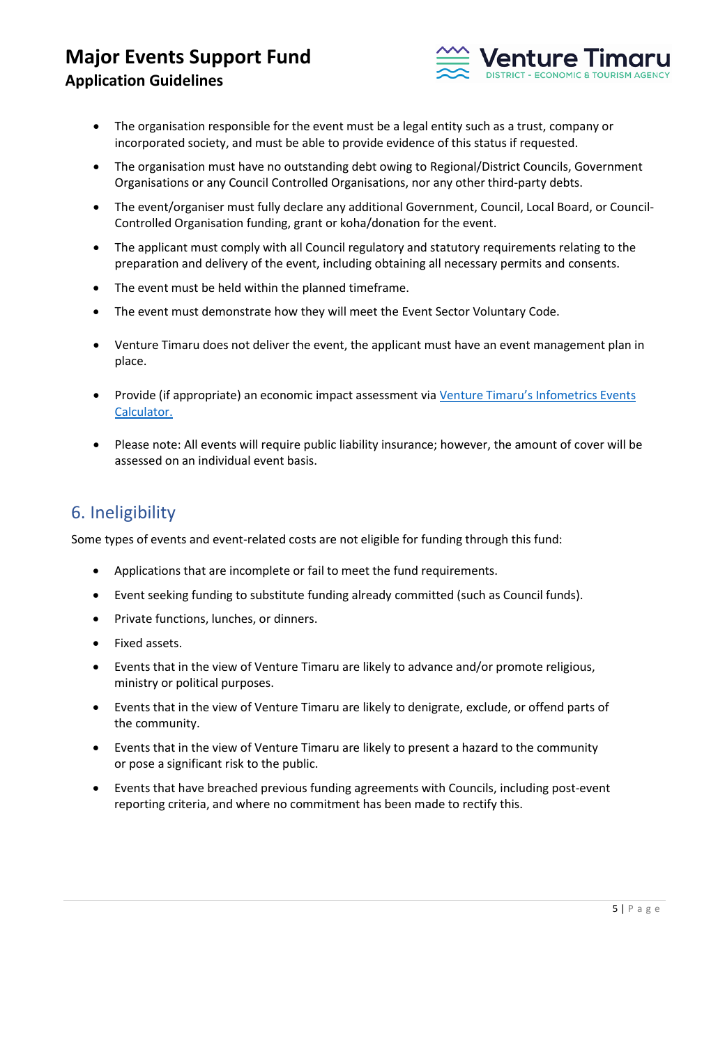- The organisation responsible for the event must be a legal entity such as a trust, company or incorporated society, and must be able to provide evidence of this status if requested.
- The organisation must have no outstanding debt owing to Regional/District Councils, Government Organisations or any Council Controlled Organisations, nor any other third-party debts.
- The event/organiser must fully declare any additional Government, Council, Local Board, or Council-Controlled Organisation funding, grant or koha/donation for the event.
- The applicant must comply with all Council regulatory and statutory requirements relating to the preparation and delivery of the event, including obtaining all necessary permits and consents.
- The event must be held within the planned timeframe.
- The event must demonstrate how they will meet the Event Sector Voluntary Code.
- Venture Timaru does not deliver the event, the applicant must have an event management plan in place.
- Provide (if appropriate) an economic impact assessment via Venture Timaru's Infometrics Events Calculator.
- Please note: All events will require public liability insurance; however, the amount of cover will be assessed on an individual event basis.

## 6. Ineligibility

Some types of events and event-related costs are not eligible for funding through this fund:

- Applications that are incomplete or fail to meet the fund requirements.
- Event seeking funding to substitute funding already committed (such as Council funds).
- Private functions, lunches, or dinners.
- Fixed assets.
- Events that in the view of Venture Timaru are likely to advance and/or promote religious, ministry or political purposes.
- Events that in the view of Venture Timaru are likely to denigrate, exclude, or offend parts of the community.
- Events that in the view of Venture Timaru are likely to present a hazard to the community or pose a significant risk to the public.
- Events that have breached previous funding agreements with Councils, including post-event reporting criteria, and where no commitment has been made to rectify this.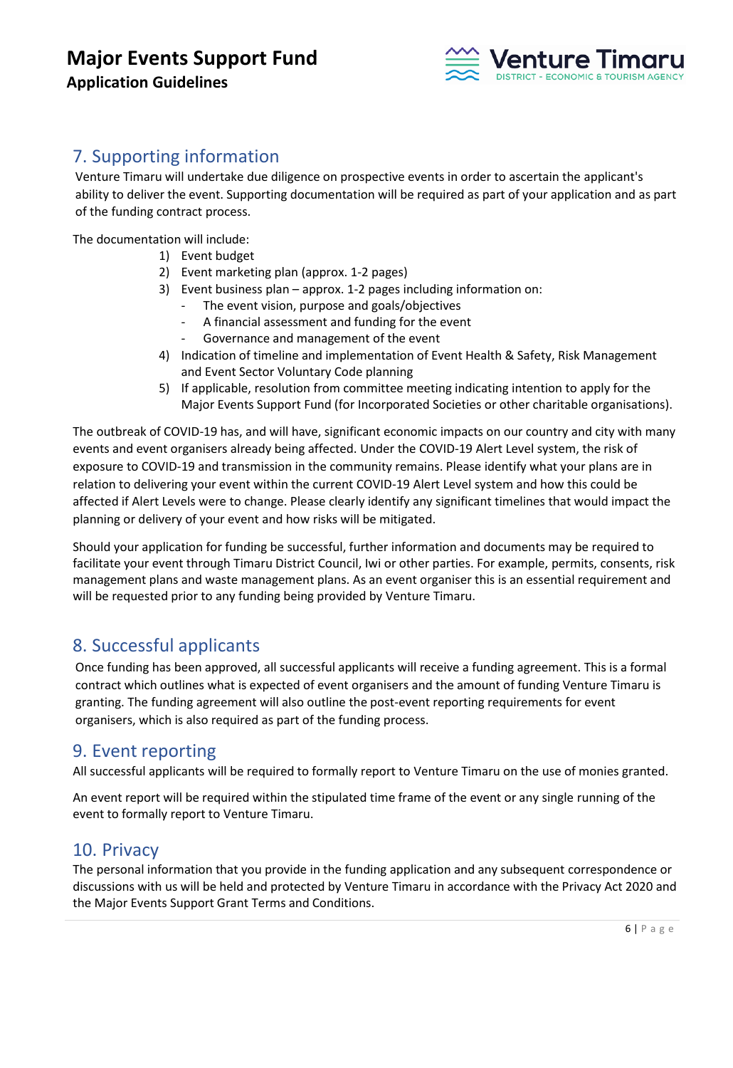## 7. Supporting information

Venture Timaru will undertake due diligence on prospective events in order to ascertain the applicant's ability to deliver the event. Supporting documentation will be required as part of your application and as part of the funding contract process.

The documentation will include:

1) Event budget
2) Event marketing plan (approx. 1-2 pages)
3) Event business plan – approx. 1-2 pages including information on:
   - The event vision, purpose and goals/objectives
   - A financial assessment and funding for the event
   - Governance and management of the event
4) Indication of timeline and implementation of Event Health & Safety, Risk Management and Event Sector Voluntary Code planning
5) If applicable, resolution from committee meeting indicating intention to apply for the Major Events Support Fund (for Incorporated Societies or other charitable organisations).

The outbreak of COVID-19 has, and will have, significant economic impacts on our country and city with many events and event organisers already being affected. Under the COVID-19 Alert Level system, the risk of exposure to COVID-19 and transmission in the community remains. Please identify what your plans are in relation to delivering your event within the current COVID-19 Alert Level system and how this could be affected if Alert Levels were to change. Please clearly identify any significant timelines that would impact the planning or delivery of your event and how risks will be mitigated.

Should your application for funding be successful, further information and documents may be required to facilitate your event through Timaru District Council, Iwi or other parties. For example, permits, consents, risk management plans and waste management plans. As an event organiser this is an essential requirement and will be requested prior to any funding being provided by Venture Timaru.

## 8. Successful applicants

Once funding has been approved, all successful applicants will receive a funding agreement. This is a formal contract which outlines what is expected of event organisers and the amount of funding Venture Timaru is granting. The funding agreement will also outline the post-event reporting requirements for event organisers, which is also required as part of the funding process.

## 9. Event reporting

All successful applicants will be required to formally report to Venture Timaru on the use of monies granted.

An event report will be required within the stipulated time frame of the event or any single running of the event to formally report to Venture Timaru.

## 10. Privacy

The personal information that you provide in the funding application and any subsequent correspondence or discussions with us will be held and protected by Venture Timaru in accordance with the Privacy Act 2020 and the Major Events Support Grant Terms and Conditions.